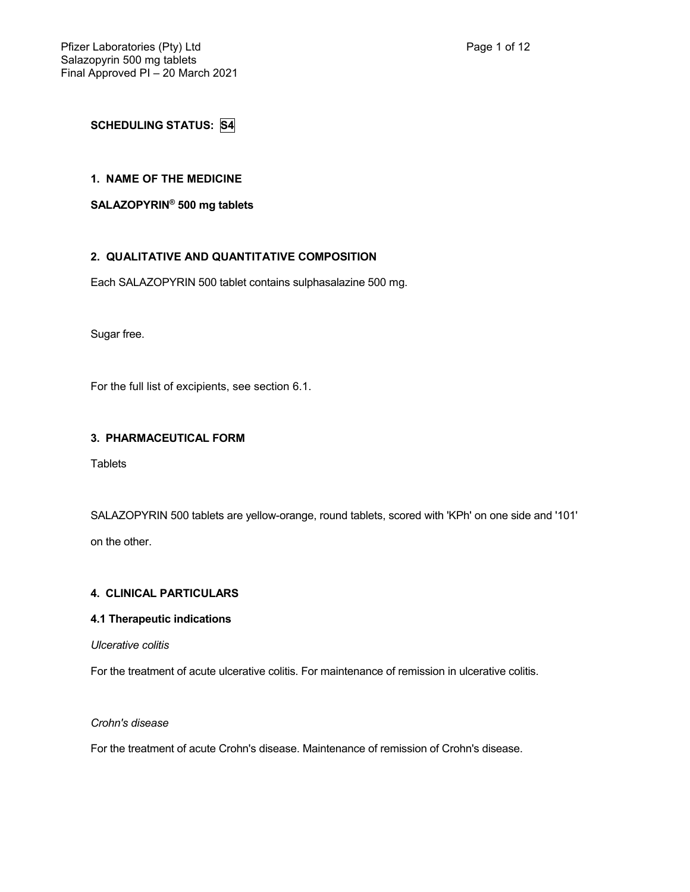**SCHEDULING STATUS: S4**

## 1. NAME OF THE MEDICINE

**SALAZOPYRIN® 500 mg tablets**

## 2. QUALITATIVE AND QUANTITATIVE COMPOSITION

Each SALAZOPYRIN 500 tablet contains sulphasalazine 500 mg.

Sugar free.

For the full list of excipients, see section 6.1.

## 3. PHARMACEUTICAL FORM

Tablets

SALAZOPYRIN 500 tablets are yellow-orange, round tablets, scored with 'KPh' on one side and '101' on the other.

## 4. CLINICAL PARTICULARS

### 4.1 Therapeutic indications

*Ulcerative colitis*

For the treatment of acute ulcerative colitis. For maintenance of remission in ulcerative colitis.

*Crohn's disease*

For the treatment of acute Crohn's disease. Maintenance of remission of Crohn's disease.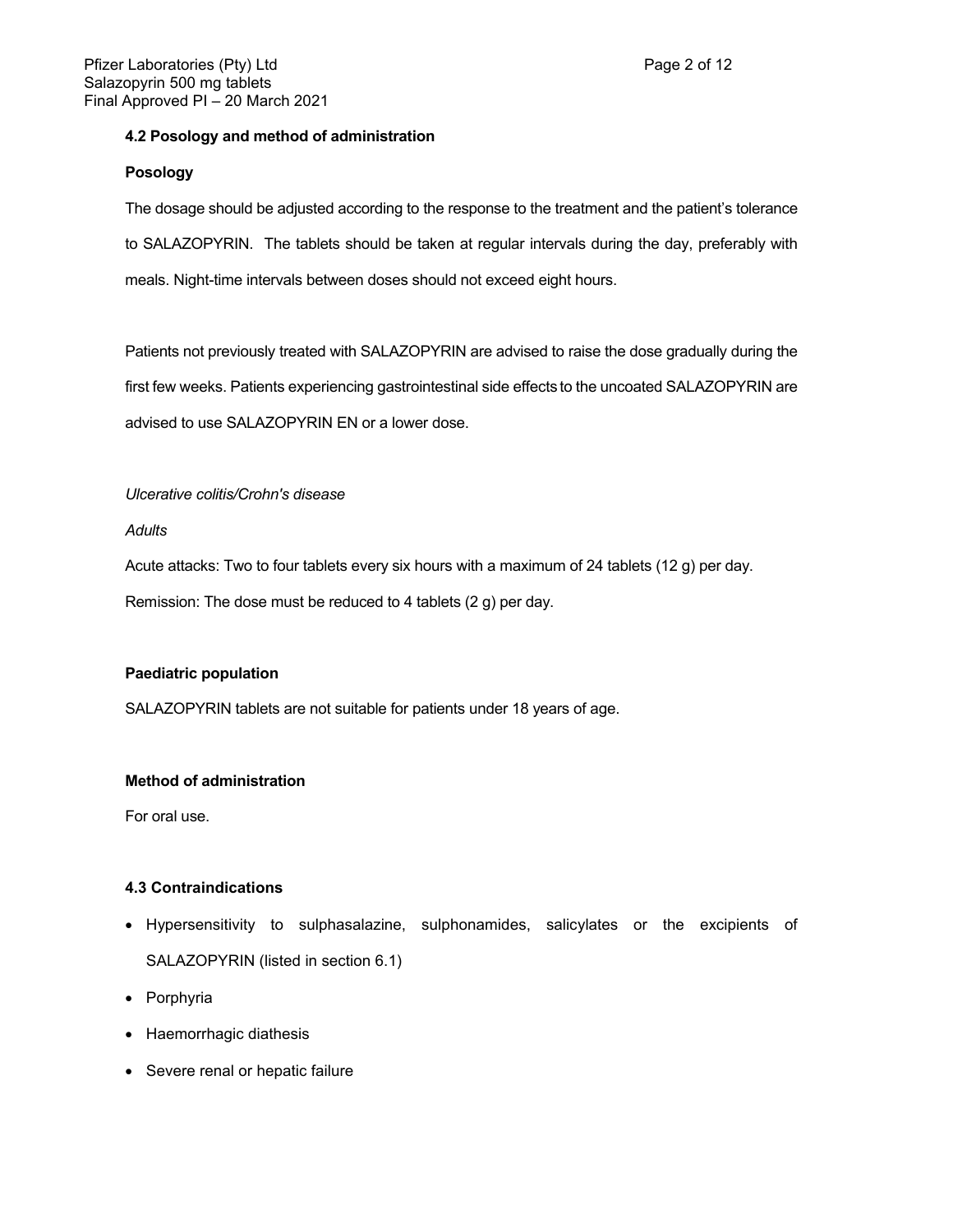### 4.2 Posology and method of administration

**Posology**

The dosage should be adjusted according to the response to the treatment and the patient's tolerance to SALAZOPYRIN. The tablets should be taken at regular intervals during the day, preferably with meals. Night-time intervals between doses should not exceed eight hours.

Patients not previously treated with SALAZOPYRIN are advised to raise the dose gradually during the first few weeks. Patients experiencing gastrointestinal side effects to the uncoated SALAZOPYRIN are advised to use SALAZOPYRIN EN or a lower dose.

*Ulcerative colitis/Crohn's disease*

*Adults*

Acute attacks: Two to four tablets every six hours with a maximum of 24 tablets (12 g) per day.

Remission: The dose must be reduced to 4 tablets (2 g) per day.

**Paediatric population**

SALAZOPYRIN tablets are not suitable for patients under 18 years of age.

**Method of administration**

For oral use.

### 4.3 Contraindications

- Hypersensitivity to sulphasalazine, sulphonamides, salicylates or the excipients of SALAZOPYRIN (listed in section 6.1)
- Porphyria
- Haemorrhagic diathesis
- Severe renal or hepatic failure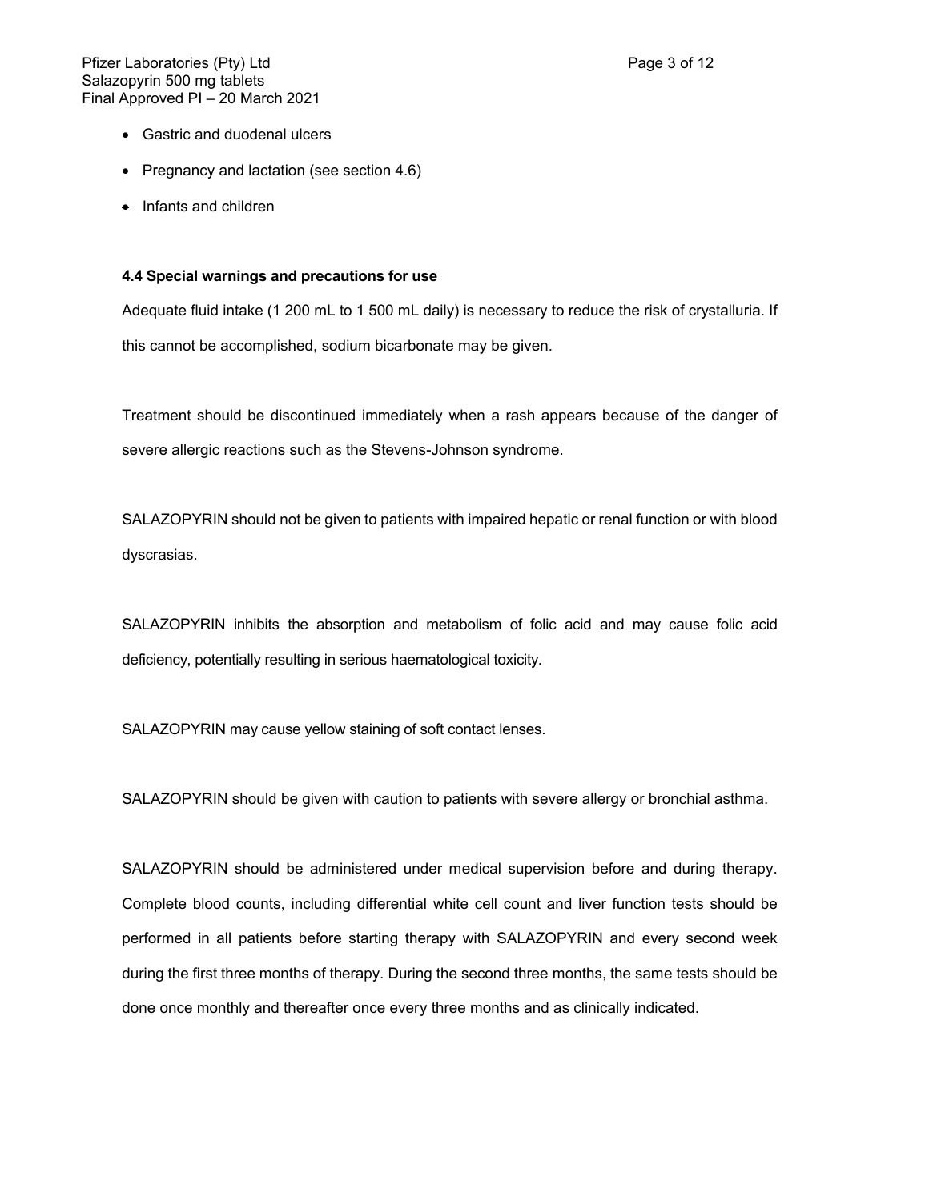- Gastric and duodenal ulcers
- Pregnancy and lactation (see section 4.6)
- Infants and children

**4.4 Special warnings and precautions for use**

Adequate fluid intake (1 200 mL to 1 500 mL daily) is necessary to reduce the risk of crystalluria. If this cannot be accomplished, sodium bicarbonate may be given.

Treatment should be discontinued immediately when a rash appears because of the danger of severe allergic reactions such as the Stevens-Johnson syndrome.

SALAZOPYRIN should not be given to patients with impaired hepatic or renal function or with blood dyscrasias.

SALAZOPYRIN inhibits the absorption and metabolism of folic acid and may cause folic acid deficiency, potentially resulting in serious haematological toxicity.

SALAZOPYRIN may cause yellow staining of soft contact lenses.

SALAZOPYRIN should be given with caution to patients with severe allergy or bronchial asthma.

SALAZOPYRIN should be administered under medical supervision before and during therapy. Complete blood counts, including differential white cell count and liver function tests should be performed in all patients before starting therapy with SALAZOPYRIN and every second week during the first three months of therapy. During the second three months, the same tests should be done once monthly and thereafter once every three months and as clinically indicated.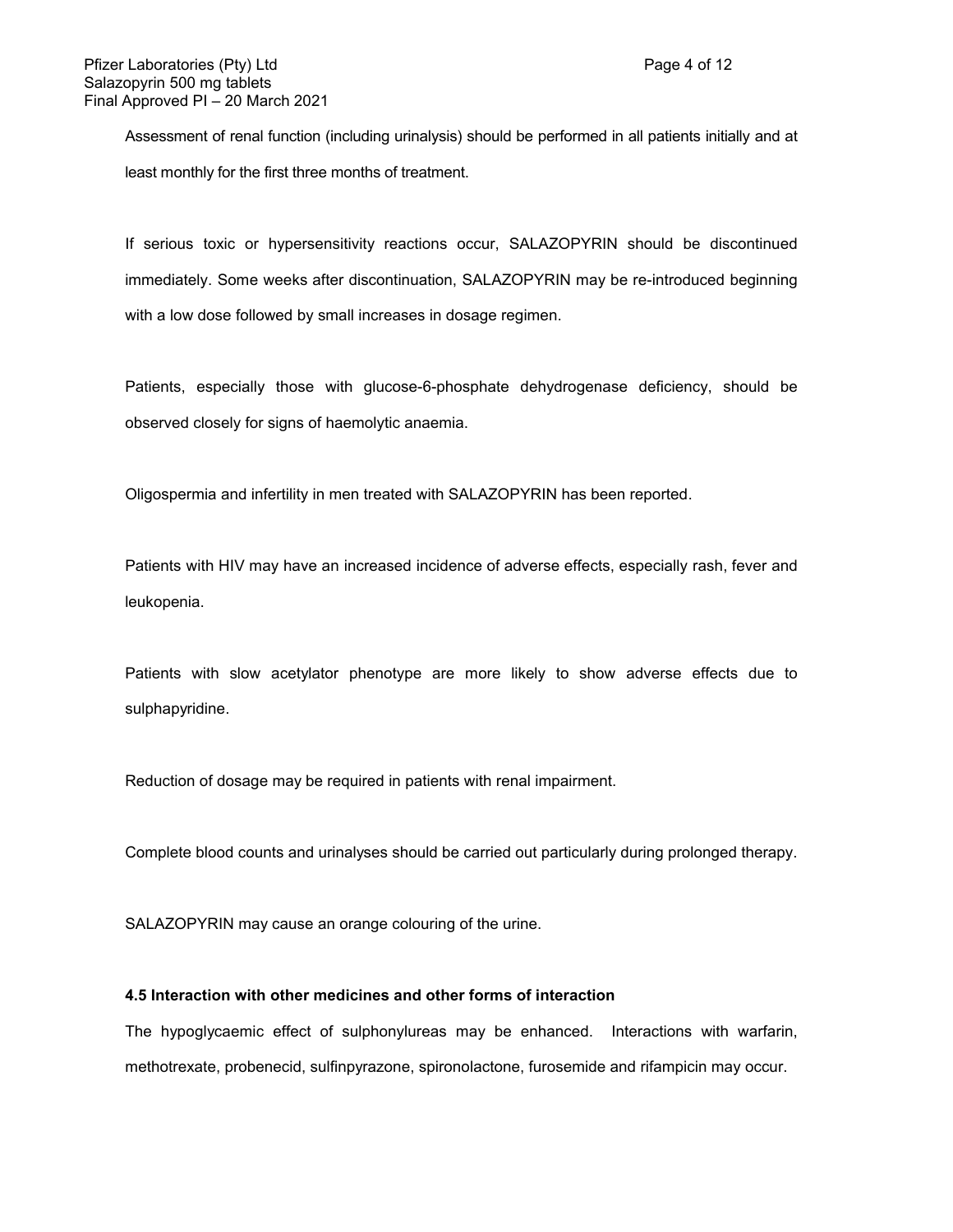Assessment of renal function (including urinalysis) should be performed in all patients initially and at least monthly for the first three months of treatment.

If serious toxic or hypersensitivity reactions occur, SALAZOPYRIN should be discontinued immediately. Some weeks after discontinuation, SALAZOPYRIN may be re-introduced beginning with a low dose followed by small increases in dosage regimen.

Patients, especially those with glucose-6-phosphate dehydrogenase deficiency, should be observed closely for signs of haemolytic anaemia.

Oligospermia and infertility in men treated with SALAZOPYRIN has been reported.

Patients with HIV may have an increased incidence of adverse effects, especially rash, fever and leukopenia.

Patients with slow acetylator phenotype are more likely to show adverse effects due to sulphapyridine.

Reduction of dosage may be required in patients with renal impairment.

Complete blood counts and urinalyses should be carried out particularly during prolonged therapy.

SALAZOPYRIN may cause an orange colouring of the urine.

**4.5 Interaction with other medicines and other forms of interaction**

The hypoglycaemic effect of sulphonylureas may be enhanced. Interactions with warfarin, methotrexate, probenecid, sulfinpyrazone, spironolactone, furosemide and rifampicin may occur.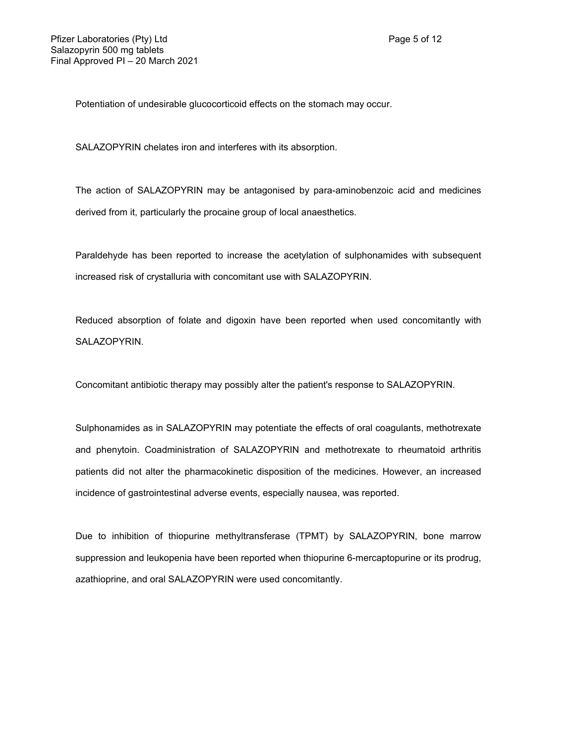Potentiation of undesirable glucocorticoid effects on the stomach may occur.

SALAZOPYRIN chelates iron and interferes with its absorption.

The action of SALAZOPYRIN may be antagonised by para-aminobenzoic acid and medicines derived from it, particularly the procaine group of local anaesthetics.

Paraldehyde has been reported to increase the acetylation of sulphonamides with subsequent increased risk of crystalluria with concomitant use with SALAZOPYRIN.

Reduced absorption of folate and digoxin have been reported when used concomitantly with SALAZOPYRIN.

Concomitant antibiotic therapy may possibly alter the patient's response to SALAZOPYRIN.

Sulphonamides as in SALAZOPYRIN may potentiate the effects of oral coagulants, methotrexate and phenytoin. Coadministration of SALAZOPYRIN and methotrexate to rheumatoid arthritis patients did not alter the pharmacokinetic disposition of the medicines. However, an increased incidence of gastrointestinal adverse events, especially nausea, was reported.

Due to inhibition of thiopurine methyltransferase (TPMT) by SALAZOPYRIN, bone marrow suppression and leukopenia have been reported when thiopurine 6-mercaptopurine or its prodrug, azathioprine, and oral SALAZOPYRIN were used concomitantly.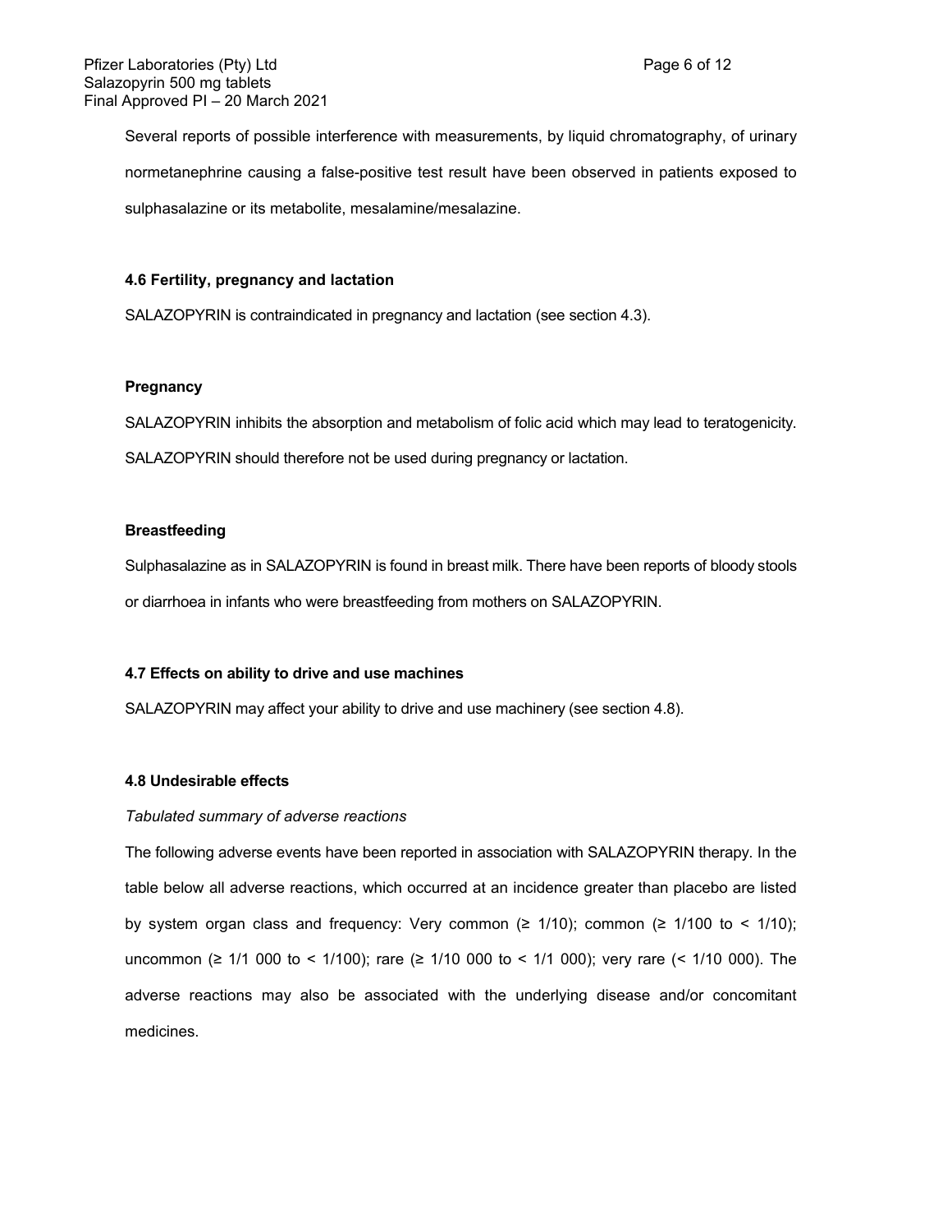Several reports of possible interference with measurements, by liquid chromatography, of urinary normetanephrine causing a false-positive test result have been observed in patients exposed to sulphasalazine or its metabolite, mesalamine/mesalazine.

### 4.6 Fertility, pregnancy and lactation

SALAZOPYRIN is contraindicated in pregnancy and lactation (see section 4.3).

**Pregnancy**

SALAZOPYRIN inhibits the absorption and metabolism of folic acid which may lead to teratogenicity. SALAZOPYRIN should therefore not be used during pregnancy or lactation.

**Breastfeeding**

Sulphasalazine as in SALAZOPYRIN is found in breast milk. There have been reports of bloody stools or diarrhoea in infants who were breastfeeding from mothers on SALAZOPYRIN.

### 4.7 Effects on ability to drive and use machines

SALAZOPYRIN may affect your ability to drive and use machinery (see section 4.8).

### 4.8 Undesirable effects

*Tabulated summary of adverse reactions*

The following adverse events have been reported in association with SALAZOPYRIN therapy. In the table below all adverse reactions, which occurred at an incidence greater than placebo are listed by system organ class and frequency: Very common (≥ 1/10); common (≥ 1/100 to < 1/10); uncommon (≥ 1/1 000 to < 1/100); rare (≥ 1/10 000 to < 1/1 000); very rare (< 1/10 000). The adverse reactions may also be associated with the underlying disease and/or concomitant medicines.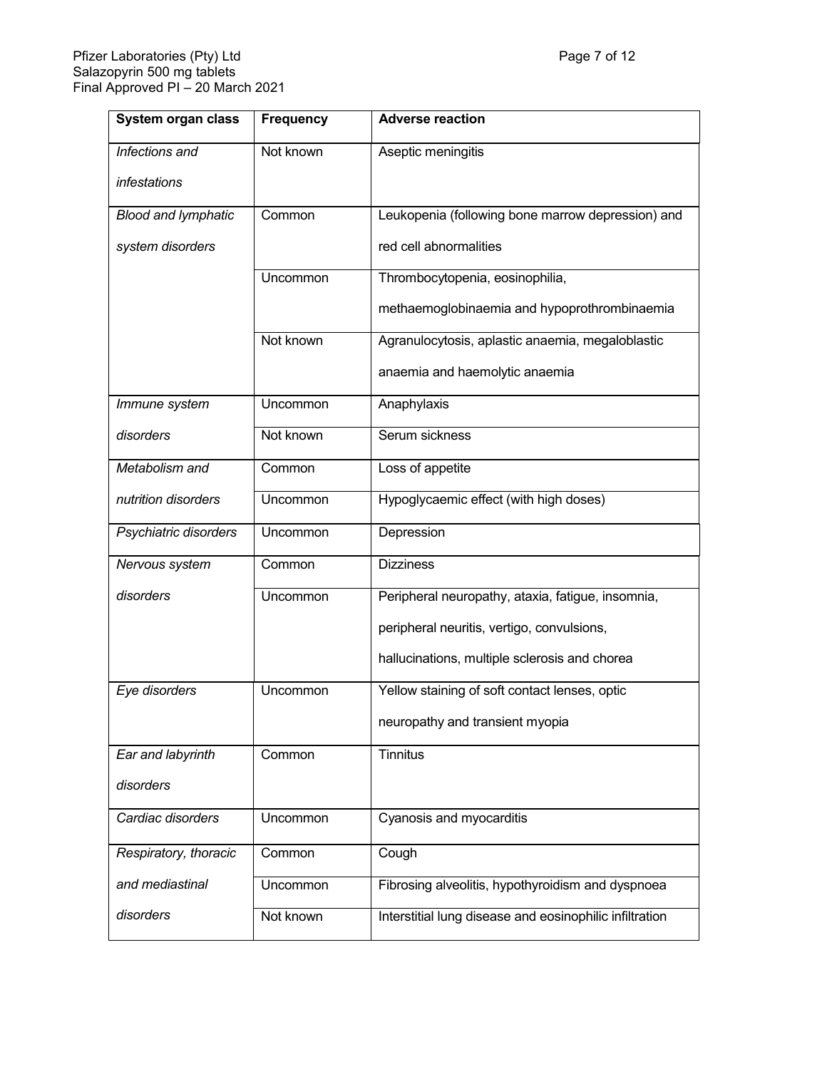| System organ class | Frequency | Adverse reaction |
|---|---|---|
| *Infections and infestations* | Not known | Aseptic meningitis |
| *Blood and lymphatic system disorders* | Common | Leukopenia (following bone marrow depression) and red cell abnormalities |
| | Uncommon | Thrombocytopenia, eosinophilia, methaemoglobinaemia and hypoprothrombinaemia |
| | Not known | Agranulocytosis, aplastic anaemia, megaloblastic anaemia and haemolytic anaemia |
| *Immune system disorders* | Uncommon | Anaphylaxis |
| | Not known | Serum sickness |
| *Metabolism and nutrition disorders* | Common | Loss of appetite |
| | Uncommon | Hypoglycaemic effect (with high doses) |
| *Psychiatric disorders* | Uncommon | Depression |
| *Nervous system disorders* | Common | Dizziness |
| | Uncommon | Peripheral neuropathy, ataxia, fatigue, insomnia, peripheral neuritis, vertigo, convulsions, hallucinations, multiple sclerosis and chorea |
| *Eye disorders* | Uncommon | Yellow staining of soft contact lenses, optic neuropathy and transient myopia |
| *Ear and labyrinth disorders* | Common | Tinnitus |
| *Cardiac disorders* | Uncommon | Cyanosis and myocarditis |
| *Respiratory, thoracic and mediastinal disorders* | Common | Cough |
| | Uncommon | Fibrosing alveolitis, hypothyroidism and dyspnoea |
| | Not known | Interstitial lung disease and eosinophilic infiltration |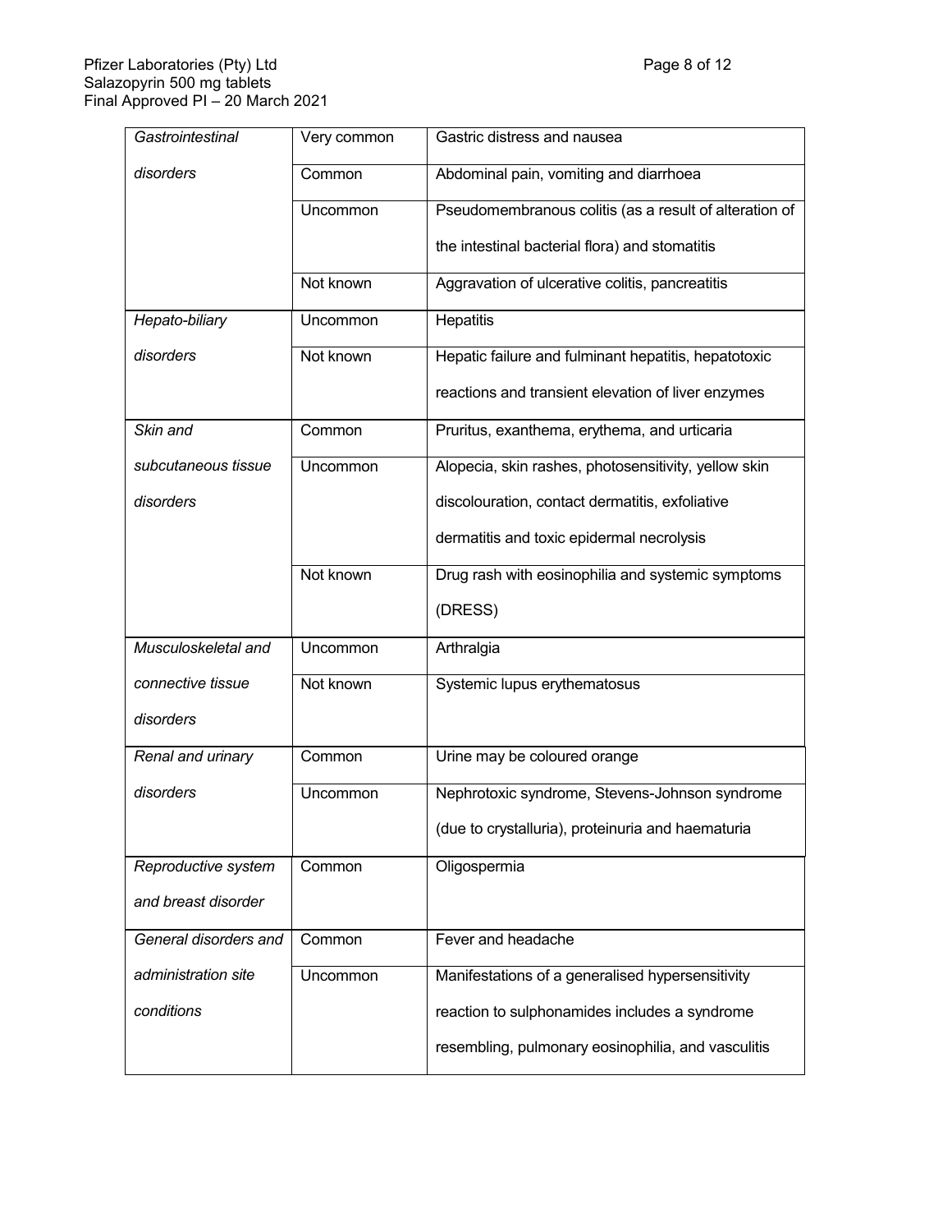| | | |
|---|---|---|
| *Gastrointestinal disorders* | Very common | Gastric distress and nausea |
| | Common | Abdominal pain, vomiting and diarrhoea |
| | Uncommon | Pseudomembranous colitis (as a result of alteration of the intestinal bacterial flora) and stomatitis |
| | Not known | Aggravation of ulcerative colitis, pancreatitis |
| *Hepato-biliary disorders* | Uncommon | Hepatitis |
| | Not known | Hepatic failure and fulminant hepatitis, hepatotoxic reactions and transient elevation of liver enzymes |
| *Skin and subcutaneous tissue disorders* | Common | Pruritus, exanthema, erythema, and urticaria |
| | Uncommon | Alopecia, skin rashes, photosensitivity, yellow skin discolouration, contact dermatitis, exfoliative dermatitis and toxic epidermal necrolysis |
| | Not known | Drug rash with eosinophilia and systemic symptoms (DRESS) |
| *Musculoskeletal and connective tissue disorders* | Uncommon | Arthralgia |
| | Not known | Systemic lupus erythematosus |
| *Renal and urinary disorders* | Common | Urine may be coloured orange |
| | Uncommon | Nephrotoxic syndrome, Stevens-Johnson syndrome (due to crystalluria), proteinuria and haematuria |
| *Reproductive system and breast disorder* | Common | Oligospermia |
| *General disorders and administration site conditions* | Common | Fever and headache |
| | Uncommon | Manifestations of a generalised hypersensitivity reaction to sulphonamides includes a syndrome resembling, pulmonary eosinophilia, and vasculitis |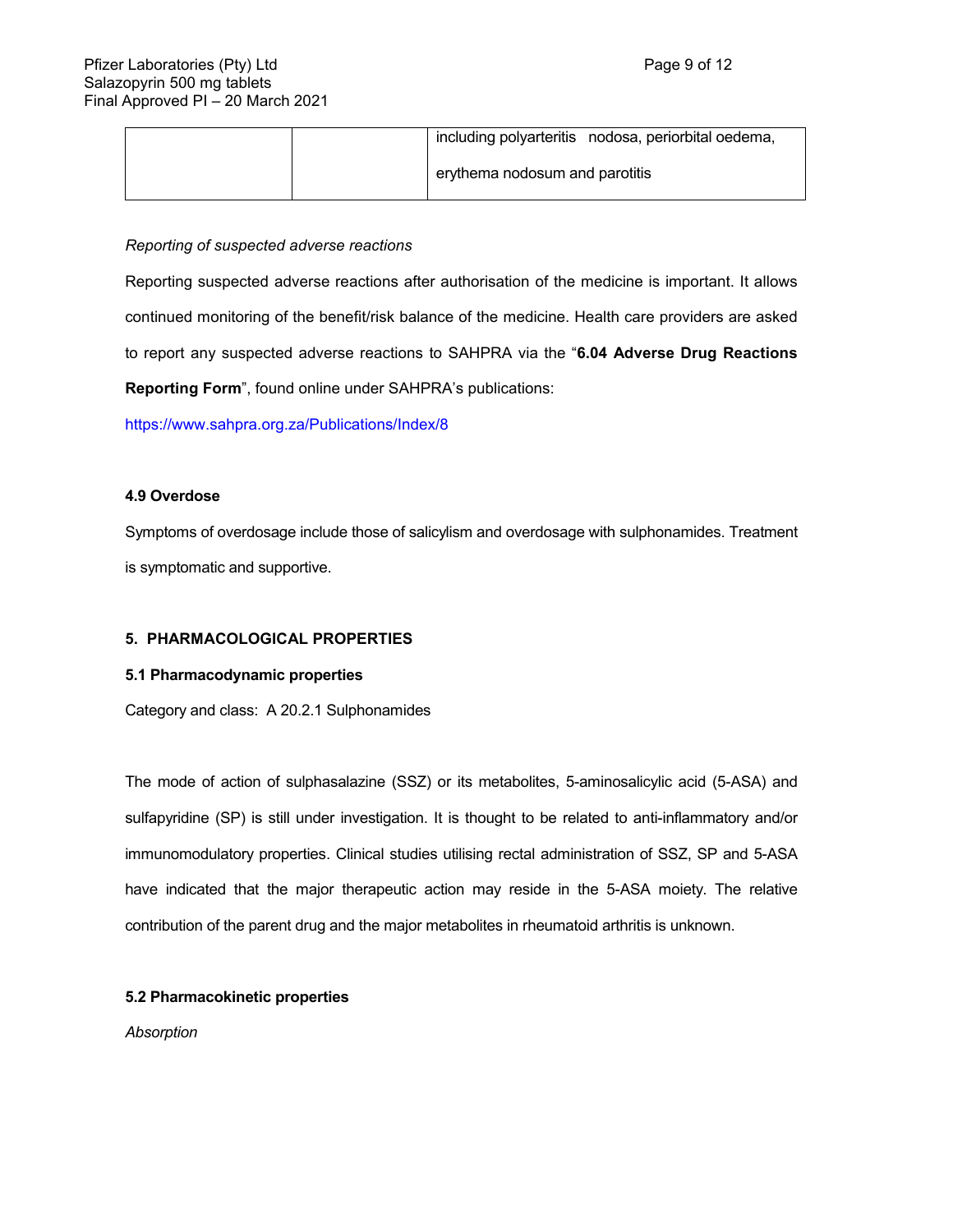|  |  | including polyarteritis nodosa, periorbital oedema, erythema nodosum and parotitis |
|---|---|---|

*Reporting of suspected adverse reactions*

Reporting suspected adverse reactions after authorisation of the medicine is important. It allows continued monitoring of the benefit/risk balance of the medicine. Health care providers are asked to report any suspected adverse reactions to SAHPRA via the "**6.04 Adverse Drug Reactions Reporting Form**", found online under SAHPRA's publications:

https://www.sahpra.org.za/Publications/Index/8

#### 4.9 Overdose

Symptoms of overdosage include those of salicylism and overdosage with sulphonamides. Treatment is symptomatic and supportive.

## 5. PHARMACOLOGICAL PROPERTIES

#### 5.1 Pharmacodynamic properties

Category and class: A 20.2.1 Sulphonamides

The mode of action of sulphasalazine (SSZ) or its metabolites, 5-aminosalicylic acid (5-ASA) and sulfapyridine (SP) is still under investigation. It is thought to be related to anti-inflammatory and/or immunomodulatory properties. Clinical studies utilising rectal administration of SSZ, SP and 5-ASA have indicated that the major therapeutic action may reside in the 5-ASA moiety. The relative contribution of the parent drug and the major metabolites in rheumatoid arthritis is unknown.

#### 5.2 Pharmacokinetic properties

*Absorption*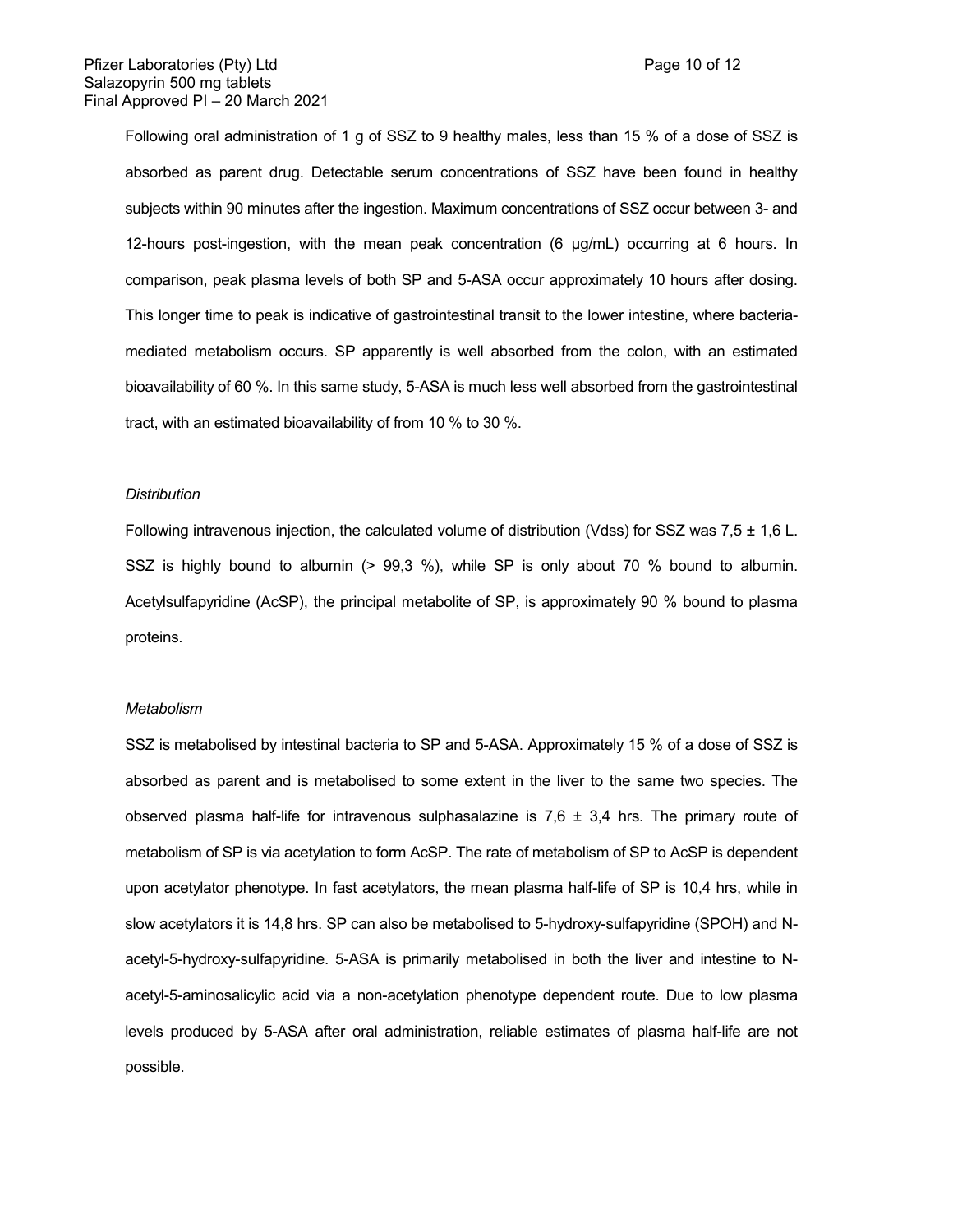Following oral administration of 1 g of SSZ to 9 healthy males, less than 15 % of a dose of SSZ is absorbed as parent drug. Detectable serum concentrations of SSZ have been found in healthy subjects within 90 minutes after the ingestion. Maximum concentrations of SSZ occur between 3- and 12-hours post-ingestion, with the mean peak concentration (6 µg/mL) occurring at 6 hours. In comparison, peak plasma levels of both SP and 5-ASA occur approximately 10 hours after dosing. This longer time to peak is indicative of gastrointestinal transit to the lower intestine, where bacteria-mediated metabolism occurs. SP apparently is well absorbed from the colon, with an estimated bioavailability of 60 %. In this same study, 5-ASA is much less well absorbed from the gastrointestinal tract, with an estimated bioavailability of from 10 % to 30 %.

*Distribution*

Following intravenous injection, the calculated volume of distribution (Vdss) for SSZ was 7,5 ± 1,6 L. SSZ is highly bound to albumin (> 99,3 %), while SP is only about 70 % bound to albumin. Acetylsulfapyridine (AcSP), the principal metabolite of SP, is approximately 90 % bound to plasma proteins.

*Metabolism*

SSZ is metabolised by intestinal bacteria to SP and 5-ASA. Approximately 15 % of a dose of SSZ is absorbed as parent and is metabolised to some extent in the liver to the same two species. The observed plasma half-life for intravenous sulphasalazine is 7,6 ± 3,4 hrs. The primary route of metabolism of SP is via acetylation to form AcSP. The rate of metabolism of SP to AcSP is dependent upon acetylator phenotype. In fast acetylators, the mean plasma half-life of SP is 10,4 hrs, while in slow acetylators it is 14,8 hrs. SP can also be metabolised to 5-hydroxy-sulfapyridine (SPOH) and N-acetyl-5-hydroxy-sulfapyridine. 5-ASA is primarily metabolised in both the liver and intestine to N-acetyl-5-aminosalicylic acid via a non-acetylation phenotype dependent route. Due to low plasma levels produced by 5-ASA after oral administration, reliable estimates of plasma half-life are not possible.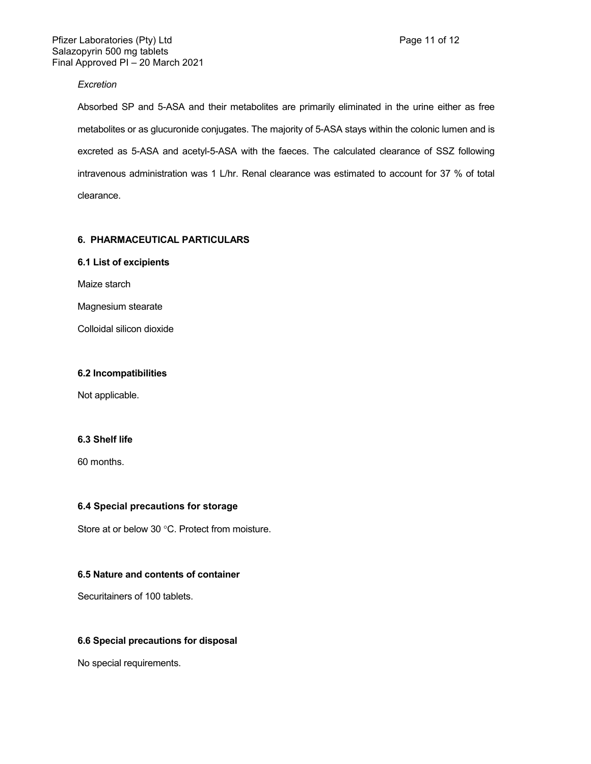*Excretion*

Absorbed SP and 5-ASA and their metabolites are primarily eliminated in the urine either as free metabolites or as glucuronide conjugates. The majority of 5-ASA stays within the colonic lumen and is excreted as 5-ASA and acetyl-5-ASA with the faeces. The calculated clearance of SSZ following intravenous administration was 1 L/hr. Renal clearance was estimated to account for 37 % of total clearance.

## 6. PHARMACEUTICAL PARTICULARS

### 6.1 List of excipients

Maize starch

Magnesium stearate

Colloidal silicon dioxide

### 6.2 Incompatibilities

Not applicable.

### 6.3 Shelf life

60 months.

### 6.4 Special precautions for storage

Store at or below 30 °C. Protect from moisture.

### 6.5 Nature and contents of container

Securitainers of 100 tablets.

### 6.6 Special precautions for disposal

No special requirements.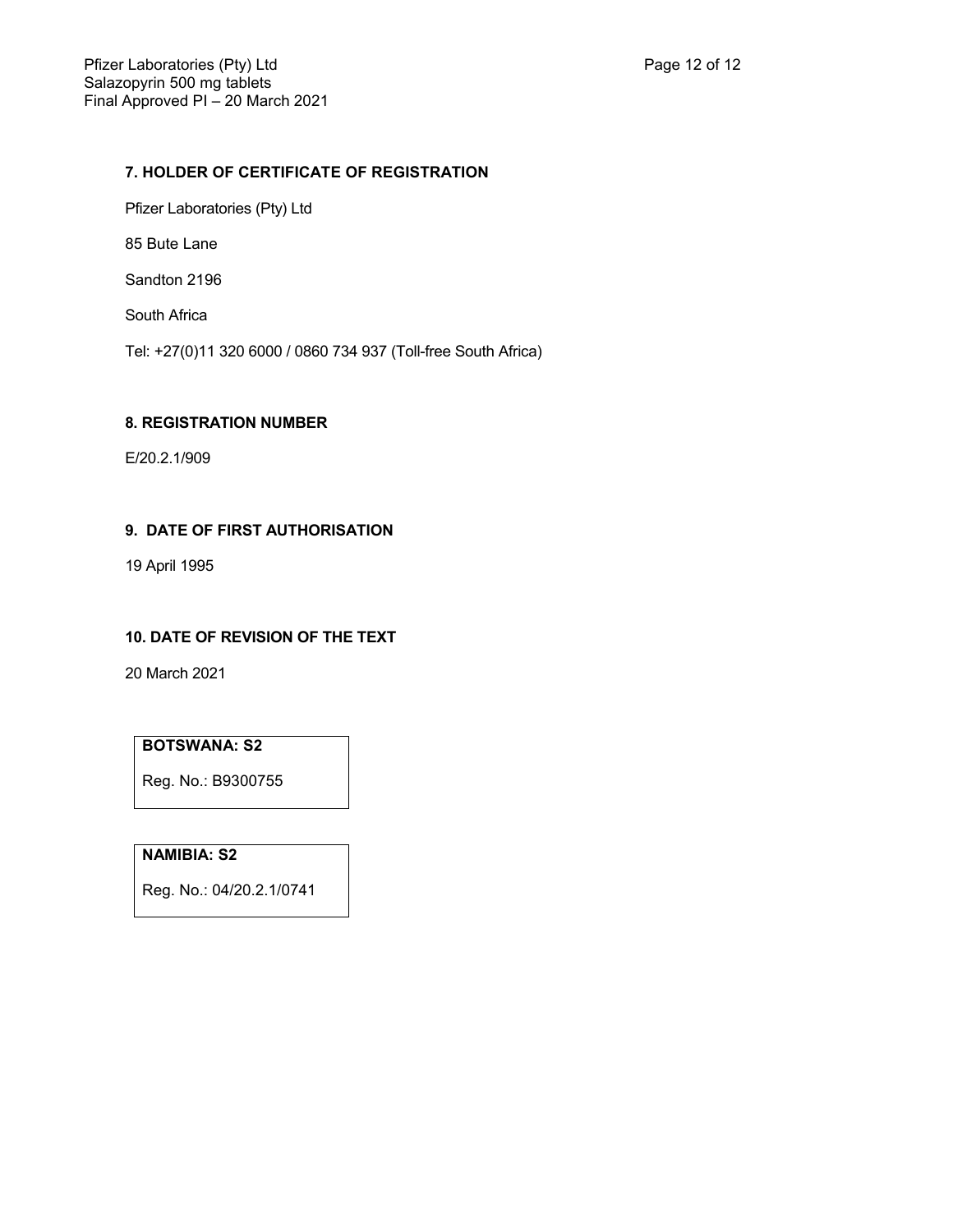### 7. HOLDER OF CERTIFICATE OF REGISTRATION

Pfizer Laboratories (Pty) Ltd

85 Bute Lane

Sandton 2196

South Africa

Tel: +27(0)11 320 6000 / 0860 734 937 (Toll-free South Africa)

### 8. REGISTRATION NUMBER

E/20.2.1/909

### 9. DATE OF FIRST AUTHORISATION

19 April 1995

### 10. DATE OF REVISION OF THE TEXT

20 March 2021

**BOTSWANA: S2**

Reg. No.: B9300755

**NAMIBIA: S2**

Reg. No.: 04/20.2.1/0741